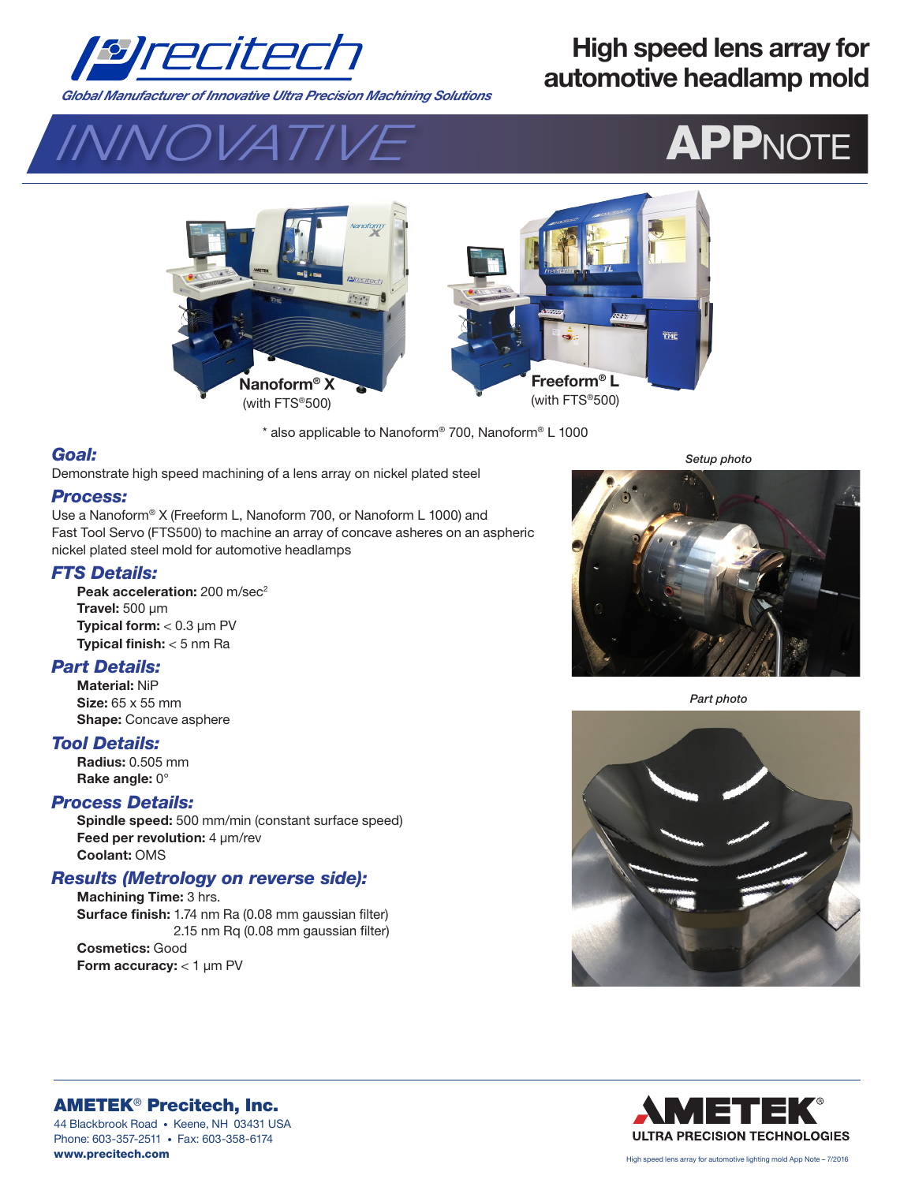Precitech

*Global Manufacturer of Innovative Ultra Precision Machining Solutions*

# High speed lens array for automotive headlamp mold

INNOVATIVE **APP**NOTE

**Nanoform® X**
(with FTS®500)

**Freeform® L**
(with FTS®500)

* also applicable to Nanoform® 700, Nanoform® L 1000

## *Goal:*

Demonstrate high speed machining of a lens array on nickel plated steel

## *Process:*

Use a Nanoform® X (Freeform L, Nanoform 700, or Nanoform L 1000) and Fast Tool Servo (FTS500) to machine an array of concave asheres on an aspheric nickel plated steel mold for automotive headlamps

## *FTS Details:*

**Peak acceleration:** 200 m/sec$^2$
**Travel:** 500 µm
**Typical form:** < 0.3 µm PV
**Typical finish:** < 5 nm Ra

## *Part Details:*

**Material:** NiP
**Size:** 65 x 55 mm
**Shape:** Concave asphere

## *Tool Details:*

**Radius:** 0.505 mm
**Rake angle:** 0°

## *Process Details:*

**Spindle speed:** 500 mm/min (constant surface speed)
**Feed per revolution:** 4 µm/rev
**Coolant:** OMS

## *Results (Metrology on reverse side):*

**Machining Time:** 3 hrs.
**Surface finish:** 1.74 nm Ra (0.08 mm gaussian filter)
2.15 nm Rq (0.08 mm gaussian filter)
**Cosmetics:** Good
**Form accuracy:** < 1 µm PV

*Setup photo*

*Part photo*

**AMETEK® Precitech, Inc.**
44 Blackbrook Road • Keene, NH 03431 USA
Phone: 603-357-2511 • Fax: 603-358-6174
**www.precitech.com**

AMETEK® ULTRA PRECISION TECHNOLOGIES

High speed lens array for automotive lighting mold App Note – 7/2016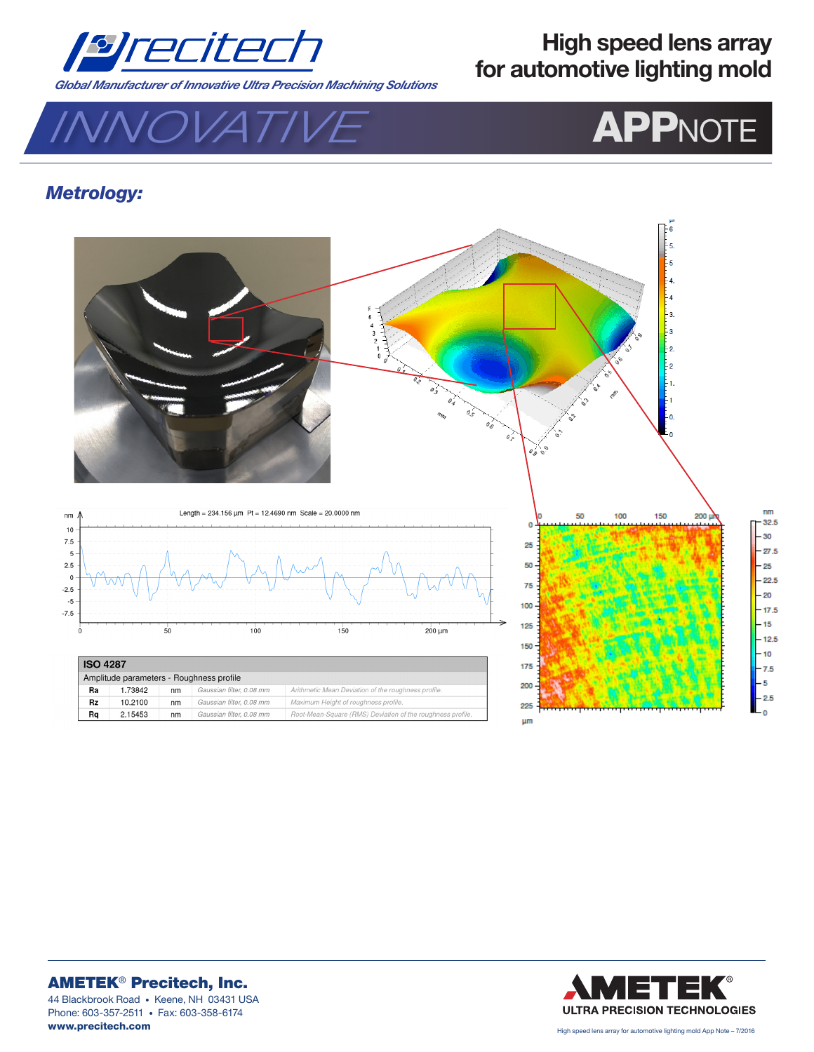# High speed lens array for automotive lighting mold

INNOVATIVE APPNOTE

## Metrology:

Length = 234.156 µm Pt = 12.4690 nm Scale = 20.0000 nm

| ISO 4287 | | | | |
|---|---|---|---|---|
| Amplitude parameters - Roughness profile | | | | |
| Ra | 1.73842 | nm | Gaussian filter, 0.08 mm | Arithmetic Mean Deviation of the roughness profile. |
| Rz | 10.2100 | nm | Gaussian filter, 0.08 mm | Maximum Height of roughness profile. |
| Rq | 2.15453 | nm | Gaussian filter, 0.08 mm | Root-Mean-Square (RMS) Deviation of the roughness profile. |

**AMETEK® Precitech, Inc.**
44 Blackbrook Road • Keene, NH 03431 USA
Phone: 603-357-2511 • Fax: 603-358-6174
**www.precitech.com**

AMETEK® ULTRA PRECISION TECHNOLOGIES

High speed lens array for automotive lighting mold App Note – 7/2016